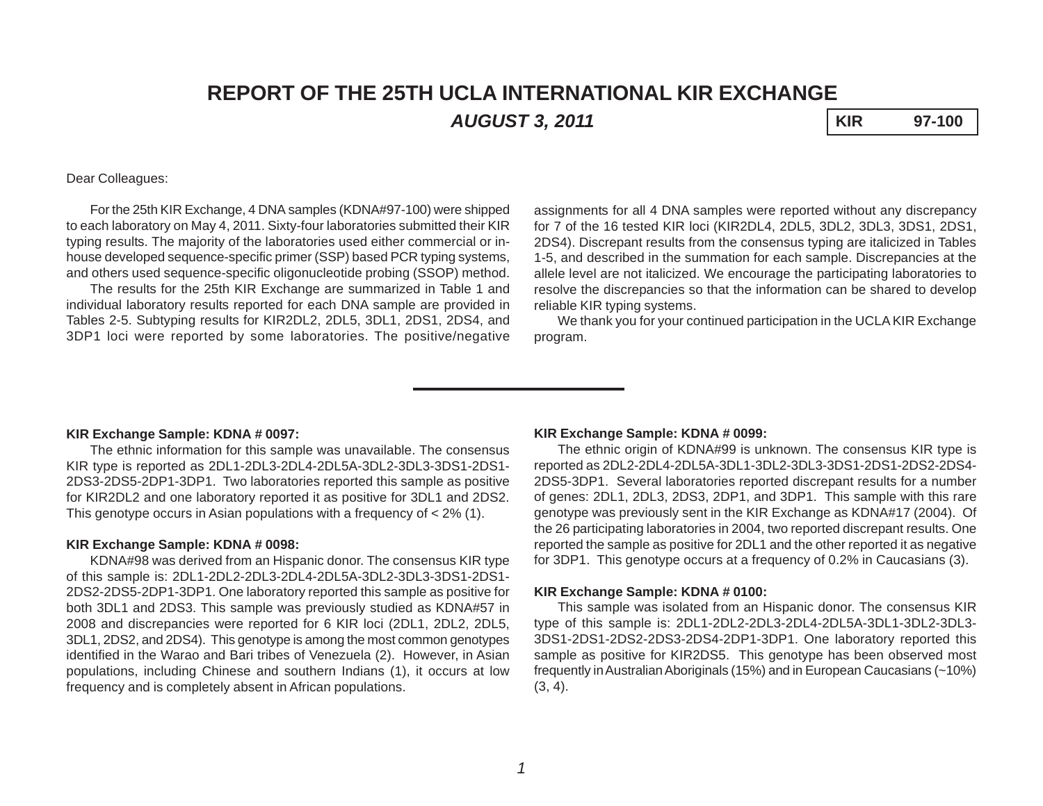# REPORT OF THE 25TH UCLA INTERNATIONAL KIR EXCHANGE

***AUGUST 3, 2011***

**KIR 97-100**

Dear Colleagues:

For the 25th KIR Exchange, 4 DNA samples (KDNA#97-100) were shipped to each laboratory on May 4, 2011. Sixty-four laboratories submitted their KIR typing results. The majority of the laboratories used either commercial or in-house developed sequence-specific primer (SSP) based PCR typing systems, and others used sequence-specific oligonucleotide probing (SSOP) method.

The results for the 25th KIR Exchange are summarized in Table 1 and individual laboratory results reported for each DNA sample are provided in Tables 2-5. Subtyping results for KIR2DL2, 2DL5, 3DL1, 2DS1, 2DS4, and 3DP1 loci were reported by some laboratories. The positive/negative assignments for all 4 DNA samples were reported without any discrepancy for 7 of the 16 tested KIR loci (KIR2DL4, 2DL5, 3DL2, 3DL3, 3DS1, 2DS1, 2DS4). Discrepant results from the consensus typing are italicized in Tables 1-5, and described in the summation for each sample. Discrepancies at the allele level are not italicized. We encourage the participating laboratories to resolve the discrepancies so that the information can be shared to develop reliable KIR typing systems.

We thank you for your continued participation in the UCLA KIR Exchange program.

---

**KIR Exchange Sample: KDNA # 0097:**

The ethnic information for this sample was unavailable. The consensus KIR type is reported as 2DL1-2DL3-2DL4-2DL5A-3DL2-3DL3-3DS1-2DS1-2DS3-2DS5-2DP1-3DP1. Two laboratories reported this sample as positive for KIR2DL2 and one laboratory reported it as positive for 3DL1 and 2DS2. This genotype occurs in Asian populations with a frequency of < 2% (1).

**KIR Exchange Sample: KDNA # 0098:**

KDNA#98 was derived from an Hispanic donor. The consensus KIR type of this sample is: 2DL1-2DL2-2DL3-2DL4-2DL5A-3DL2-3DL3-3DS1-2DS1-2DS2-2DS5-2DP1-3DP1. One laboratory reported this sample as positive for both 3DL1 and 2DS3. This sample was previously studied as KDNA#57 in 2008 and discrepancies were reported for 6 KIR loci (2DL1, 2DL2, 2DL5, 3DL1, 2DS2, and 2DS4). This genotype is among the most common genotypes identified in the Warao and Bari tribes of Venezuela (2). However, in Asian populations, including Chinese and southern Indians (1), it occurs at low frequency and is completely absent in African populations.

**KIR Exchange Sample: KDNA # 0099:**

The ethnic origin of KDNA#99 is unknown. The consensus KIR type is reported as 2DL2-2DL4-2DL5A-3DL1-3DL2-3DL3-3DS1-2DS1-2DS2-2DS4-2DS5-3DP1. Several laboratories reported discrepant results for a number of genes: 2DL1, 2DL3, 2DS3, 2DP1, and 3DP1. This sample with this rare genotype was previously sent in the KIR Exchange as KDNA#17 (2004). Of the 26 participating laboratories in 2004, two reported discrepant results. One reported the sample as positive for 2DL1 and the other reported it as negative for 3DP1. This genotype occurs at a frequency of 0.2% in Caucasians (3).

**KIR Exchange Sample: KDNA # 0100:**

This sample was isolated from an Hispanic donor. The consensus KIR type of this sample is: 2DL1-2DL2-2DL3-2DL4-2DL5A-3DL1-3DL2-3DL3-3DS1-2DS1-2DS2-2DS3-2DS4-2DP1-3DP1. One laboratory reported this sample as positive for KIR2DS5. This genotype has been observed most frequently in Australian Aboriginals (15%) and in European Caucasians (~10%) (3, 4).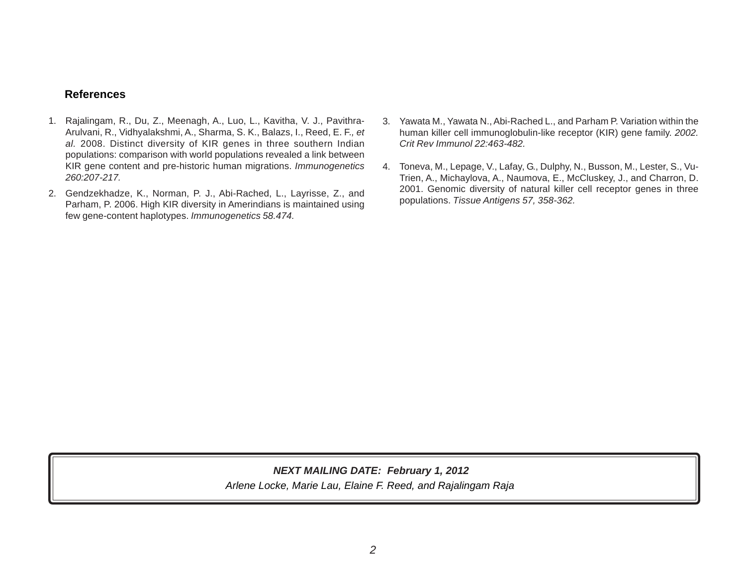### References

1. Rajalingam, R., Du, Z., Meenagh, A., Luo, L., Kavitha, V. J., Pavithra-Arulvani, R., Vidhyalakshmi, A., Sharma, S. K., Balazs, I., Reed, E. F.*, et al*. 2008. Distinct diversity of KIR genes in three southern Indian populations: comparison with world populations revealed a link between KIR gene content and pre-historic human migrations. *Immunogenetics 260:207-217.*

2. Gendzekhadze, K., Norman, P. J., Abi-Rached, L., Layrisse, Z., and Parham, P. 2006. High KIR diversity in Amerindians is maintained using few gene-content haplotypes. *Immunogenetics 58.474.*

3. Yawata M., Yawata N., Abi-Rached L., and Parham P. Variation within the human killer cell immunoglobulin-like receptor (KIR) gene family. *2002. Crit Rev Immunol 22:463-482.*

4. Toneva, M., Lepage, V., Lafay, G., Dulphy, N., Busson, M., Lester, S., Vu-Trien, A., Michaylova, A., Naumova, E., McCluskey, J., and Charron, D. 2001. Genomic diversity of natural killer cell receptor genes in three populations. *Tissue Antigens 57, 358-362.*

***NEXT MAILING DATE: February 1, 2012***

*Arlene Locke, Marie Lau, Elaine F. Reed, and Rajalingam Raja*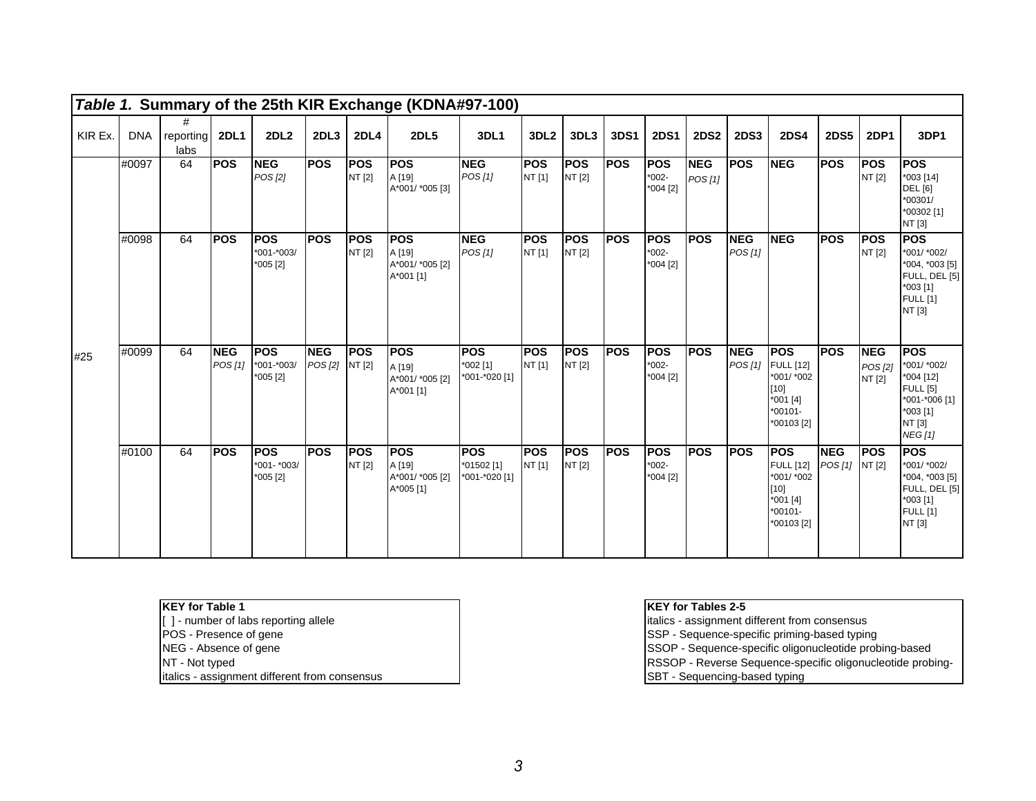***Table 1.*** **Summary of the 25th KIR Exchange (KDNA#97-100)**

| KIR Ex. | DNA | # reporting labs | 2DL1 | 2DL2 | 2DL3 | 2DL4 | 2DL5 | 3DL1 | 3DL2 | 3DL3 | 3DS1 | 2DS1 | 2DS2 | 2DS3 | 2DS4 | 2DS5 | 2DP1 | 3DP1 |
|---|---|---|---|---|---|---|---|---|---|---|---|---|---|---|---|---|---|---|
| #25 | #0097 | 64 | **POS** | **NEG** *POS [2]* | **POS** | **POS** NT [2] | **POS** A [19] A*001/ *005 [3] | **NEG** *POS [1]* | **POS** NT [1] | **POS** NT [2] | **POS** | **POS** *002-*004 [2] | **NEG** *POS [1]* | **POS** | **NEG** | **POS** | **POS** NT [2] | **POS** *003 [14] DEL [6] *00301/ *00302 [1] NT [3] |
| | #0098 | 64 | **POS** | **POS** *001-*003/ *005 [2] | **POS** | **POS** NT [2] | **POS** A [19] A*001/ *005 [2] A*001 [1] | **NEG** *POS [1]* | **POS** NT [1] | **POS** NT [2] | **POS** | **POS** *002-*004 [2] | **POS** | **NEG** *POS [1]* | **NEG** | **POS** | **POS** NT [2] | **POS** *001/ *002/ *004, *003 [5] FULL, DEL [5] *003 [1] FULL [1] NT [3] |
| | #0099 | 64 | **NEG** *POS [1]* | **POS** *001-*003/ *005 [2] | **NEG** *POS [2]* | **POS** NT [2] | **POS** A [19] A*001/ *005 [2] A*001 [1] | **POS** *002 [1] *001-*020 [1] | **POS** NT [1] | **POS** NT [2] | **POS** | **POS** *002-*004 [2] | **POS** | **NEG** *POS [1]* | **POS** FULL [12] *001/ *002 [10] *001 [4] *00101-*00103 [2] | **POS** | **NEG** *POS [2]* NT [2] | **POS** *001/ *002/ *004 [12] FULL [5] *001-*006 [1] *003 [1] NT [3] *NEG [1]* |
| | #0100 | 64 | **POS** | **POS** *001- *003/ *005 [2] | **POS** | **POS** NT [2] | **POS** A [19] A*001/ *005 [2] A*005 [1] | **POS** *01502 [1] *001-*020 [1] | **POS** NT [1] | **POS** NT [2] | **POS** | **POS** *002-*004 [2] | **POS** | **POS** | **POS** FULL [12] *001/ *002 [10] *001 [4] *00101-*00103 [2] | **NEG** *POS [1]* | **POS** NT [2] | **POS** *001/ *002/ *004, *003 [5] FULL, DEL [5] *003 [1] FULL [1] NT [3] |

**KEY for Table 1**
[ ] - number of labs reporting allele
POS - Presence of gene
NEG - Absence of gene
NT - Not typed
italics - assignment different from consensus

**KEY for Tables 2-5**
italics - assignment different from consensus
SSP - Sequence-specific priming-based typing
SSOP - Sequence-specific oligonucleotide probing-based
RSSOP - Reverse Sequence-specific oligonucleotide probing-
SBT - Sequencing-based typing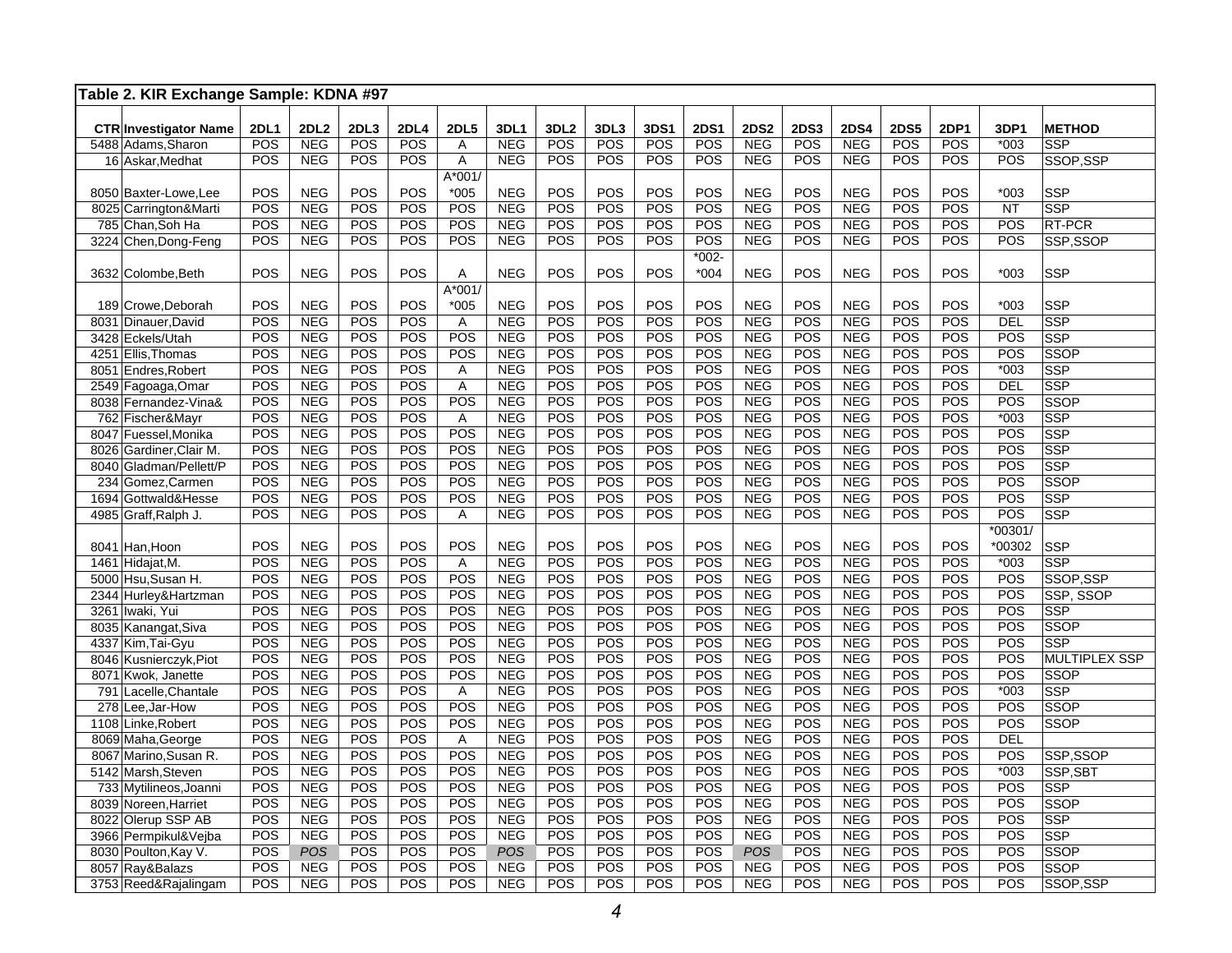| Table 2. KIR Exchange Sample: KDNA #97 | | | | | | | | | | | | | | | | | | | |
|---|---|---|---|---|---|---|---|---|---|---|---|---|---|---|---|---|---|---|---|
| **CTR** | **Investigator Name** | **2DL1** | **2DL2** | **2DL3** | **2DL4** | **2DL5** | **3DL1** | **3DL2** | **3DL3** | **3DS1** | **2DS1** | **2DS2** | **2DS3** | **2DS4** | **2DS5** | **2DP1** | **3DP1** | **METHOD** |
| 5488 | Adams,Sharon | POS | NEG | POS | POS | A | NEG | POS | POS | POS | POS | NEG | POS | NEG | POS | POS | *003 | SSP |
| 16 | Askar,Medhat | POS | NEG | POS | POS | A | NEG | POS | POS | POS | POS | NEG | POS | NEG | POS | POS | POS | SSOP,SSP |
| 8050 | Baxter-Lowe,Lee | POS | NEG | POS | POS | A*001/ *005 | NEG | POS | POS | POS | POS | NEG | POS | NEG | POS | POS | *003 | SSP |
| 8025 | Carrington&Marti | POS | NEG | POS | POS | POS | NEG | POS | POS | POS | POS | NEG | POS | NEG | POS | POS | NT | SSP |
| 785 | Chan,Soh Ha | POS | NEG | POS | POS | POS | NEG | POS | POS | POS | POS | NEG | POS | NEG | POS | POS | POS | RT-PCR |
| 3224 | Chen,Dong-Feng | POS | NEG | POS | POS | POS | NEG | POS | POS | POS | POS | NEG | POS | NEG | POS | POS | POS | SSP,SSOP |
| 3632 | Colombe,Beth | POS | NEG | POS | POS | A | NEG | POS | POS | POS | *002- *004 | NEG | POS | NEG | POS | POS | *003 | SSP |
| 189 | Crowe,Deborah | POS | NEG | POS | POS | A*001/ *005 | NEG | POS | POS | POS | POS | NEG | POS | NEG | POS | POS | *003 | SSP |
| 8031 | Dinauer,David | POS | NEG | POS | POS | A | NEG | POS | POS | POS | POS | NEG | POS | NEG | POS | POS | DEL | SSP |
| 3428 | Eckels/Utah | POS | NEG | POS | POS | POS | NEG | POS | POS | POS | POS | NEG | POS | NEG | POS | POS | POS | SSP |
| 4251 | Ellis,Thomas | POS | NEG | POS | POS | POS | NEG | POS | POS | POS | POS | NEG | POS | NEG | POS | POS | POS | SSOP |
| 8051 | Endres,Robert | POS | NEG | POS | POS | A | NEG | POS | POS | POS | POS | NEG | POS | NEG | POS | POS | *003 | SSP |
| 2549 | Fagoaga,Omar | POS | NEG | POS | POS | A | NEG | POS | POS | POS | POS | NEG | POS | NEG | POS | POS | DEL | SSP |
| 8038 | Fernandez-Vina& | POS | NEG | POS | POS | POS | NEG | POS | POS | POS | POS | NEG | POS | NEG | POS | POS | POS | SSOP |
| 762 | Fischer&Mayr | POS | NEG | POS | POS | A | NEG | POS | POS | POS | POS | NEG | POS | NEG | POS | POS | *003 | SSP |
| 8047 | Fuessel,Monika | POS | NEG | POS | POS | POS | NEG | POS | POS | POS | POS | NEG | POS | NEG | POS | POS | POS | SSP |
| 8026 | Gardiner,Clair M. | POS | NEG | POS | POS | POS | NEG | POS | POS | POS | POS | NEG | POS | NEG | POS | POS | POS | SSP |
| 8040 | Gladman/Pellett/P | POS | NEG | POS | POS | POS | NEG | POS | POS | POS | POS | NEG | POS | NEG | POS | POS | POS | SSP |
| 234 | Gomez,Carmen | POS | NEG | POS | POS | POS | NEG | POS | POS | POS | POS | NEG | POS | NEG | POS | POS | POS | SSOP |
| 1694 | Gottwald&Hesse | POS | NEG | POS | POS | POS | NEG | POS | POS | POS | POS | NEG | POS | NEG | POS | POS | POS | SSP |
| 4985 | Graff,Ralph J. | POS | NEG | POS | POS | A | NEG | POS | POS | POS | POS | NEG | POS | NEG | POS | POS | POS | SSP |
| 8041 | Han,Hoon | POS | NEG | POS | POS | POS | NEG | POS | POS | POS | POS | NEG | POS | NEG | POS | POS | *00301/ *00302 | SSP |
| 1461 | Hidajat,M. | POS | NEG | POS | POS | A | NEG | POS | POS | POS | POS | NEG | POS | NEG | POS | POS | *003 | SSP |
| 5000 | Hsu,Susan H. | POS | NEG | POS | POS | POS | NEG | POS | POS | POS | POS | NEG | POS | NEG | POS | POS | POS | SSOP,SSP |
| 2344 | Hurley&Hartzman | POS | NEG | POS | POS | POS | NEG | POS | POS | POS | POS | NEG | POS | NEG | POS | POS | POS | SSP, SSOP |
| 3261 | Iwaki, Yui | POS | NEG | POS | POS | POS | NEG | POS | POS | POS | POS | NEG | POS | NEG | POS | POS | POS | SSP |
| 8035 | Kanangat,Siva | POS | NEG | POS | POS | POS | NEG | POS | POS | POS | POS | NEG | POS | NEG | POS | POS | POS | SSOP |
| 4337 | Kim,Tai-Gyu | POS | NEG | POS | POS | POS | NEG | POS | POS | POS | POS | NEG | POS | NEG | POS | POS | POS | SSP |
| 8046 | Kusnierczyk,Piot | POS | NEG | POS | POS | POS | NEG | POS | POS | POS | POS | NEG | POS | NEG | POS | POS | POS | MULTIPLEX SSP |
| 8071 | Kwok, Janette | POS | NEG | POS | POS | POS | NEG | POS | POS | POS | POS | NEG | POS | NEG | POS | POS | POS | SSOP |
| 791 | Lacelle,Chantale | POS | NEG | POS | POS | A | NEG | POS | POS | POS | POS | NEG | POS | NEG | POS | POS | *003 | SSP |
| 278 | Lee,Jar-How | POS | NEG | POS | POS | POS | NEG | POS | POS | POS | POS | NEG | POS | NEG | POS | POS | POS | SSOP |
| 1108 | Linke,Robert | POS | NEG | POS | POS | POS | NEG | POS | POS | POS | POS | NEG | POS | NEG | POS | POS | POS | SSOP |
| 8069 | Maha,George | POS | NEG | POS | POS | A | NEG | POS | POS | POS | POS | NEG | POS | NEG | POS | POS | DEL | |
| 8067 | Marino,Susan R. | POS | NEG | POS | POS | POS | NEG | POS | POS | POS | POS | NEG | POS | NEG | POS | POS | POS | SSP,SSOP |
| 5142 | Marsh,Steven | POS | NEG | POS | POS | POS | NEG | POS | POS | POS | POS | NEG | POS | NEG | POS | POS | *003 | SSP,SBT |
| 733 | Mytilineos,Joanni | POS | NEG | POS | POS | POS | NEG | POS | POS | POS | POS | NEG | POS | NEG | POS | POS | POS | SSP |
| 8039 | Noreen,Harriet | POS | NEG | POS | POS | POS | NEG | POS | POS | POS | POS | NEG | POS | NEG | POS | POS | POS | SSOP |
| 8022 | Olerup SSP AB | POS | NEG | POS | POS | POS | NEG | POS | POS | POS | POS | NEG | POS | NEG | POS | POS | POS | SSP |
| 3966 | Permpikul&Vejba | POS | NEG | POS | POS | POS | NEG | POS | POS | POS | POS | NEG | POS | NEG | POS | POS | POS | SSP |
| 8030 | Poulton,Kay V. | POS | *POS* | POS | POS | POS | *POS* | POS | POS | POS | POS | *POS* | POS | NEG | POS | POS | POS | SSOP |
| 8057 | Ray&Balazs | POS | NEG | POS | POS | POS | NEG | POS | POS | POS | POS | NEG | POS | NEG | POS | POS | POS | SSOP |
| 3753 | Reed&Rajalingam | POS | NEG | POS | POS | POS | NEG | POS | POS | POS | POS | NEG | POS | NEG | POS | POS | POS | SSOP,SSP |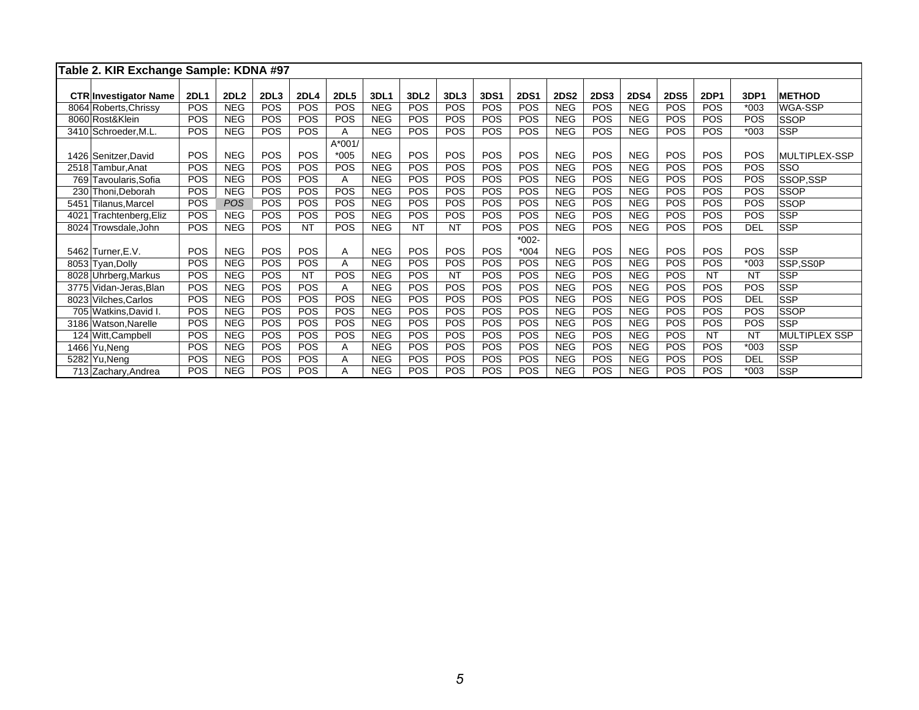**Table 2. KIR Exchange Sample: KDNA #97**

| CTR | Investigator Name | 2DL1 | 2DL2 | 2DL3 | 2DL4 | 2DL5 | 3DL1 | 3DL2 | 3DL3 | 3DS1 | 2DS1 | 2DS2 | 2DS3 | 2DS4 | 2DS5 | 2DP1 | 3DP1 | METHOD |
|---|---|---|---|---|---|---|---|---|---|---|---|---|---|---|---|---|---|---|
| 8064 | Roberts,Chrissy | POS | NEG | POS | POS | POS | NEG | POS | POS | POS | POS | NEG | POS | NEG | POS | POS | *003 | WGA-SSP |
| 8060 | Rost&Klein | POS | NEG | POS | POS | POS | NEG | POS | POS | POS | POS | NEG | POS | NEG | POS | POS | POS | SSOP |
| 3410 | Schroeder,M.L. | POS | NEG | POS | POS | A | NEG | POS | POS | POS | POS | NEG | POS | NEG | POS | POS | *003 | SSP |
| 1426 | Senitzer,David | POS | NEG | POS | POS | A*001/ *005 | NEG | POS | POS | POS | POS | NEG | POS | NEG | POS | POS | POS | MULTIPLEX-SSP |
| 2518 | Tambur,Anat | POS | NEG | POS | POS | POS | NEG | POS | POS | POS | POS | NEG | POS | NEG | POS | POS | POS | SSO |
| 769 | Tavoularis,Sofia | POS | NEG | POS | POS | A | NEG | POS | POS | POS | POS | NEG | POS | NEG | POS | POS | POS | SSOP,SSP |
| 230 | Thoni,Deborah | POS | NEG | POS | POS | POS | NEG | POS | POS | POS | POS | NEG | POS | NEG | POS | POS | POS | SSOP |
| 5451 | Tilanus,Marcel | POS | *POS* | POS | POS | POS | NEG | POS | POS | POS | POS | NEG | POS | NEG | POS | POS | POS | SSOP |
| 4021 | Trachtenberg,Eliz | POS | NEG | POS | POS | POS | NEG | POS | POS | POS | POS | NEG | POS | NEG | POS | POS | POS | SSP |
| 8024 | Trowsdale,John | POS | NEG | POS | NT | POS | NEG | NT | NT | POS | POS | NEG | POS | NEG | POS | POS | DEL | SSP |
| 5462 | Turner,E.V. | POS | NEG | POS | POS | A | NEG | POS | POS | POS | *002- *004 | NEG | POS | NEG | POS | POS | POS | SSP |
| 8053 | Tyan,Dolly | POS | NEG | POS | POS | A | NEG | POS | POS | POS | POS | NEG | POS | NEG | POS | POS | *003 | SSP,SS0P |
| 8028 | Uhrberg,Markus | POS | NEG | POS | NT | POS | NEG | POS | NT | POS | POS | NEG | POS | NEG | POS | NT | NT | SSP |
| 3775 | Vidan-Jeras,Blan | POS | NEG | POS | POS | A | NEG | POS | POS | POS | POS | NEG | POS | NEG | POS | POS | POS | SSP |
| 8023 | Vilches,Carlos | POS | NEG | POS | POS | POS | NEG | POS | POS | POS | POS | NEG | POS | NEG | POS | POS | DEL | SSP |
| 705 | Watkins,David I. | POS | NEG | POS | POS | POS | NEG | POS | POS | POS | POS | NEG | POS | NEG | POS | POS | POS | SSOP |
| 3186 | Watson,Narelle | POS | NEG | POS | POS | POS | NEG | POS | POS | POS | POS | NEG | POS | NEG | POS | POS | POS | SSP |
| 124 | Witt,Campbell | POS | NEG | POS | POS | POS | NEG | POS | POS | POS | POS | NEG | POS | NEG | POS | NT | NT | MULTIPLEX SSP |
| 1466 | Yu,Neng | POS | NEG | POS | POS | A | NEG | POS | POS | POS | POS | NEG | POS | NEG | POS | POS | *003 | SSP |
| 5282 | Yu,Neng | POS | NEG | POS | POS | A | NEG | POS | POS | POS | POS | NEG | POS | NEG | POS | POS | DEL | SSP |
| 713 | Zachary,Andrea | POS | NEG | POS | POS | A | NEG | POS | POS | POS | POS | NEG | POS | NEG | POS | POS | *003 | SSP |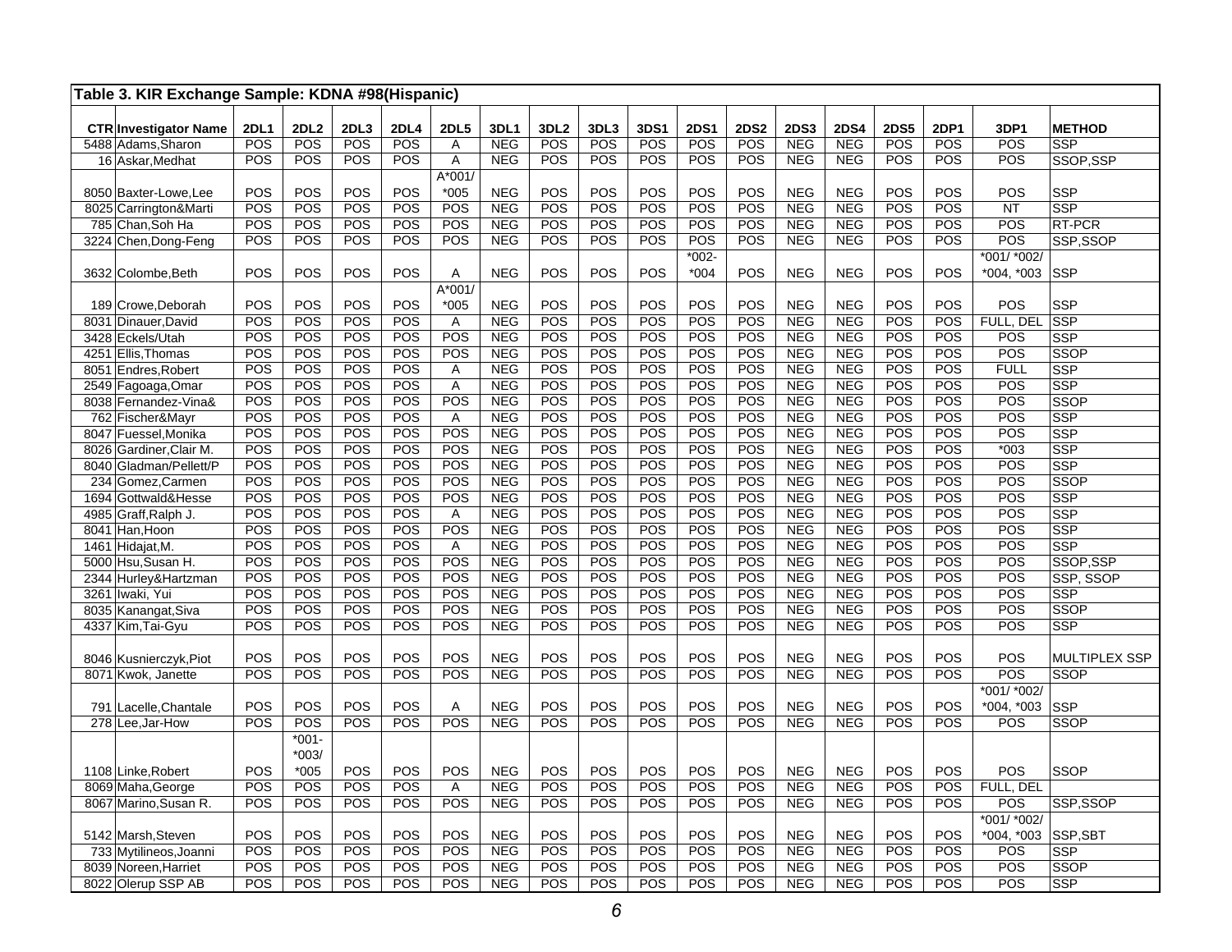**Table 3. KIR Exchange Sample: KDNA #98(Hispanic)**

| CTR | Investigator Name | 2DL1 | 2DL2 | 2DL3 | 2DL4 | 2DL5 | 3DL1 | 3DL2 | 3DL3 | 3DS1 | 2DS1 | 2DS2 | 2DS3 | 2DS4 | 2DS5 | 2DP1 | 3DP1 | METHOD |
|---|---|---|---|---|---|---|---|---|---|---|---|---|---|---|---|---|---|---|
| 5488 | Adams,Sharon | POS | POS | POS | POS | A | NEG | POS | POS | POS | POS | POS | NEG | NEG | POS | POS | POS | SSP |
| 16 | Askar,Medhat | POS | POS | POS | POS | A | NEG | POS | POS | POS | POS | POS | NEG | NEG | POS | POS | POS | SSOP,SSP |
| 8050 | Baxter-Lowe,Lee | POS | POS | POS | POS | A*001/ *005 | NEG | POS | POS | POS | POS | POS | NEG | NEG | POS | POS | POS | SSP |
| 8025 | Carrington&Marti | POS | POS | POS | POS | POS | NEG | POS | POS | POS | POS | POS | NEG | NEG | POS | POS | NT | SSP |
| 785 | Chan,Soh Ha | POS | POS | POS | POS | POS | NEG | POS | POS | POS | POS | POS | NEG | NEG | POS | POS | POS | RT-PCR |
| 3224 | Chen,Dong-Feng | POS | POS | POS | POS | POS | NEG | POS | POS | POS | POS | POS | NEG | NEG | POS | POS | POS | SSP,SSOP |
| 3632 | Colombe,Beth | POS | POS | POS | POS | A | NEG | POS | POS | POS | *002- *004 | POS | NEG | NEG | POS | POS | *001/ *002/ *004, *003 | SSP |
| 189 | Crowe,Deborah | POS | POS | POS | POS | A*001/ *005 | NEG | POS | POS | POS | POS | POS | NEG | NEG | POS | POS | POS | SSP |
| 8031 | Dinauer,David | POS | POS | POS | POS | A | NEG | POS | POS | POS | POS | POS | NEG | NEG | POS | POS | FULL, DEL | SSP |
| 3428 | Eckels/Utah | POS | POS | POS | POS | POS | NEG | POS | POS | POS | POS | POS | NEG | NEG | POS | POS | POS | SSP |
| 4251 | Ellis,Thomas | POS | POS | POS | POS | POS | NEG | POS | POS | POS | POS | POS | NEG | NEG | POS | POS | POS | SSOP |
| 8051 | Endres,Robert | POS | POS | POS | POS | A | NEG | POS | POS | POS | POS | POS | NEG | NEG | POS | POS | FULL | SSP |
| 2549 | Fagoaga,Omar | POS | POS | POS | POS | A | NEG | POS | POS | POS | POS | POS | NEG | NEG | POS | POS | POS | SSP |
| 8038 | Fernandez-Vina& | POS | POS | POS | POS | POS | NEG | POS | POS | POS | POS | POS | NEG | NEG | POS | POS | POS | SSOP |
| 762 | Fischer&Mayr | POS | POS | POS | POS | A | NEG | POS | POS | POS | POS | POS | NEG | NEG | POS | POS | POS | SSP |
| 8047 | Fuessel,Monika | POS | POS | POS | POS | POS | NEG | POS | POS | POS | POS | POS | NEG | NEG | POS | POS | POS | SSP |
| 8026 | Gardiner,Clair M. | POS | POS | POS | POS | POS | NEG | POS | POS | POS | POS | POS | NEG | NEG | POS | POS | *003 | SSP |
| 8040 | Gladman/Pellett/P | POS | POS | POS | POS | POS | NEG | POS | POS | POS | POS | POS | NEG | NEG | POS | POS | POS | SSP |
| 234 | Gomez,Carmen | POS | POS | POS | POS | POS | NEG | POS | POS | POS | POS | POS | NEG | NEG | POS | POS | POS | SSOP |
| 1694 | Gottwald&Hesse | POS | POS | POS | POS | POS | NEG | POS | POS | POS | POS | POS | NEG | NEG | POS | POS | POS | SSP |
| 4985 | Graff,Ralph J. | POS | POS | POS | POS | A | NEG | POS | POS | POS | POS | POS | NEG | NEG | POS | POS | POS | SSP |
| 8041 | Han,Hoon | POS | POS | POS | POS | POS | NEG | POS | POS | POS | POS | POS | NEG | NEG | POS | POS | POS | SSP |
| 1461 | Hidajat,M. | POS | POS | POS | POS | A | NEG | POS | POS | POS | POS | POS | NEG | NEG | POS | POS | POS | SSP |
| 5000 | Hsu,Susan H. | POS | POS | POS | POS | POS | NEG | POS | POS | POS | POS | POS | NEG | NEG | POS | POS | POS | SSOP,SSP |
| 2344 | Hurley&Hartzman | POS | POS | POS | POS | POS | NEG | POS | POS | POS | POS | POS | NEG | NEG | POS | POS | POS | SSP, SSOP |
| 3261 | Iwaki, Yui | POS | POS | POS | POS | POS | NEG | POS | POS | POS | POS | POS | NEG | NEG | POS | POS | POS | SSP |
| 8035 | Kanangat,Siva | POS | POS | POS | POS | POS | NEG | POS | POS | POS | POS | POS | NEG | NEG | POS | POS | POS | SSOP |
| 4337 | Kim,Tai-Gyu | POS | POS | POS | POS | POS | NEG | POS | POS | POS | POS | POS | NEG | NEG | POS | POS | POS | SSP |
| 8046 | Kusnierczyk,Piot | POS | POS | POS | POS | POS | NEG | POS | POS | POS | POS | POS | NEG | NEG | POS | POS | POS | MULTIPLEX SSP |
| 8071 | Kwok, Janette | POS | POS | POS | POS | POS | NEG | POS | POS | POS | POS | POS | NEG | NEG | POS | POS | POS | SSOP |
| 791 | Lacelle,Chantale | POS | POS | POS | POS | A | NEG | POS | POS | POS | POS | POS | NEG | NEG | POS | POS | *001/ *002/ *004, *003 | SSP |
| 278 | Lee,Jar-How | POS | POS | POS | POS | POS | NEG | POS | POS | POS | POS | POS | NEG | NEG | POS | POS | POS | SSOP |
| 1108 | Linke,Robert | POS | *001- *003/ *005 | POS | POS | POS | NEG | POS | POS | POS | POS | POS | NEG | NEG | POS | POS | POS | SSOP |
| 8069 | Maha,George | POS | POS | POS | POS | A | NEG | POS | POS | POS | POS | POS | NEG | NEG | POS | POS | FULL, DEL | |
| 8067 | Marino,Susan R. | POS | POS | POS | POS | POS | NEG | POS | POS | POS | POS | POS | NEG | NEG | POS | POS | POS | SSP,SSOP |
| 5142 | Marsh,Steven | POS | POS | POS | POS | POS | NEG | POS | POS | POS | POS | POS | NEG | NEG | POS | POS | *001/ *002/ *004, *003 | SSP,SBT |
| 733 | Mytilineos,Joanni | POS | POS | POS | POS | POS | NEG | POS | POS | POS | POS | POS | NEG | NEG | POS | POS | POS | SSP |
| 8039 | Noreen,Harriet | POS | POS | POS | POS | POS | NEG | POS | POS | POS | POS | POS | NEG | NEG | POS | POS | POS | SSOP |
| 8022 | Olerup SSP AB | POS | POS | POS | POS | POS | NEG | POS | POS | POS | POS | POS | NEG | NEG | POS | POS | POS | SSP |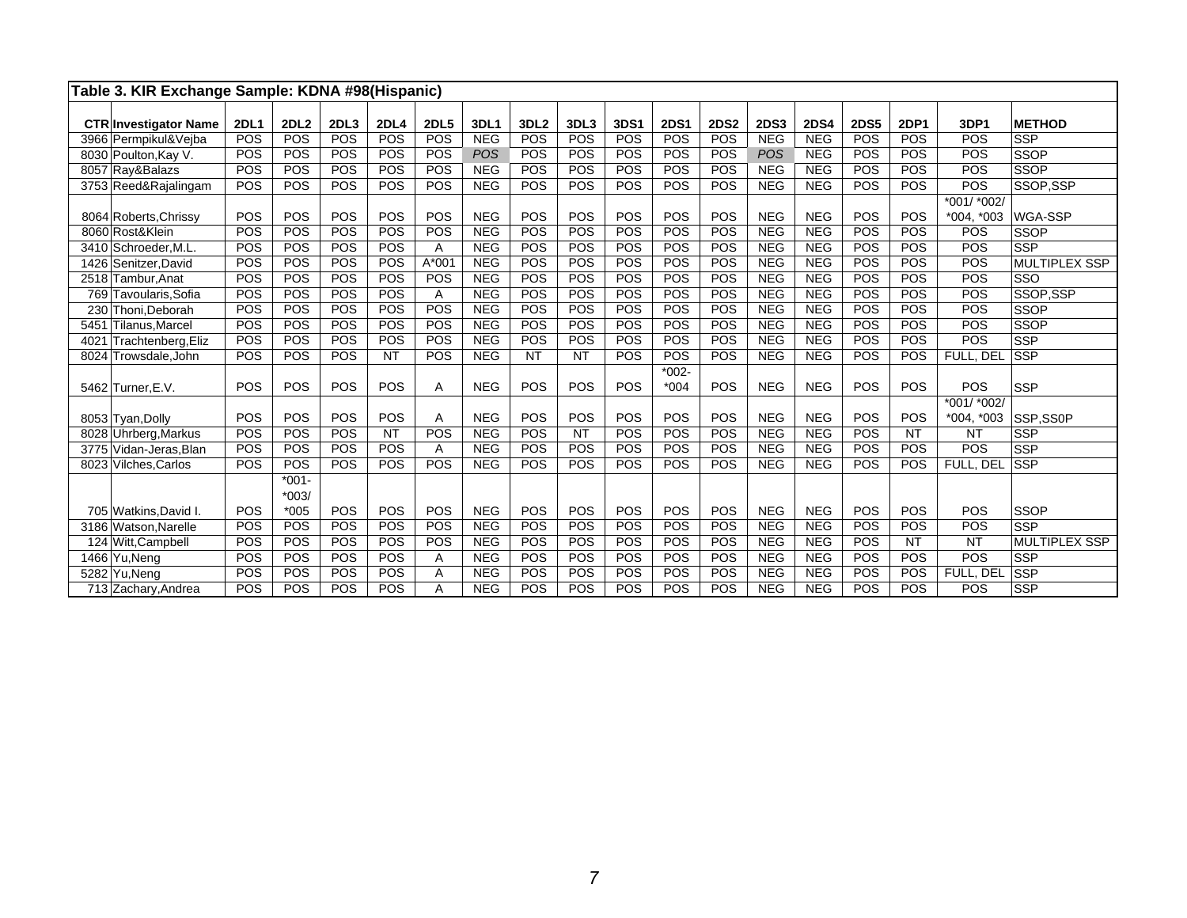| Table 3. KIR Exchange Sample: KDNA #98(Hispanic) | | | | | | | | | | | | | | | | | | | |
|---|---|---|---|---|---|---|---|---|---|---|---|---|---|---|---|---|---|---|---|
| CTR | Investigator Name | 2DL1 | 2DL2 | 2DL3 | 2DL4 | 2DL5 | 3DL1 | 3DL2 | 3DL3 | 3DS1 | 2DS1 | 2DS2 | 2DS3 | 2DS4 | 2DS5 | 2DP1 | 3DP1 | METHOD |
| 3966 | Permpikul&Vejba | POS | POS | POS | POS | POS | NEG | POS | POS | POS | POS | POS | NEG | NEG | POS | POS | POS | SSP |
| 8030 | Poulton,Kay V. | POS | POS | POS | POS | POS | *POS* | POS | POS | POS | POS | POS | *POS* | NEG | POS | POS | POS | SSOP |
| 8057 | Ray&Balazs | POS | POS | POS | POS | POS | NEG | POS | POS | POS | POS | POS | NEG | NEG | POS | POS | POS | SSOP |
| 3753 | Reed&Rajalingam | POS | POS | POS | POS | POS | NEG | POS | POS | POS | POS | POS | NEG | NEG | POS | POS | POS | SSOP,SSP |
| 8064 | Roberts,Chrissy | POS | POS | POS | POS | POS | NEG | POS | POS | POS | POS | POS | NEG | NEG | POS | POS | *001/ *002/ *004, *003 | WGA-SSP |
| 8060 | Rost&Klein | POS | POS | POS | POS | POS | NEG | POS | POS | POS | POS | POS | NEG | NEG | POS | POS | POS | SSOP |
| 3410 | Schroeder,M.L. | POS | POS | POS | POS | A | NEG | POS | POS | POS | POS | POS | NEG | NEG | POS | POS | POS | SSP |
| 1426 | Senitzer,David | POS | POS | POS | POS | A*001 | NEG | POS | POS | POS | POS | POS | NEG | NEG | POS | POS | POS | MULTIPLEX SSP |
| 2518 | Tambur,Anat | POS | POS | POS | POS | POS | NEG | POS | POS | POS | POS | POS | NEG | NEG | POS | POS | POS | SSO |
| 769 | Tavoularis,Sofia | POS | POS | POS | POS | A | NEG | POS | POS | POS | POS | POS | NEG | NEG | POS | POS | POS | SSOP,SSP |
| 230 | Thoni,Deborah | POS | POS | POS | POS | POS | NEG | POS | POS | POS | POS | POS | NEG | NEG | POS | POS | POS | SSOP |
| 5451 | Tilanus,Marcel | POS | POS | POS | POS | POS | NEG | POS | POS | POS | POS | POS | NEG | NEG | POS | POS | POS | SSOP |
| 4021 | Trachtenberg,Eliz | POS | POS | POS | POS | POS | NEG | POS | POS | POS | POS | POS | NEG | NEG | POS | POS | POS | SSP |
| 8024 | Trowsdale,John | POS | POS | POS | NT | POS | NEG | NT | NT | POS | POS | POS | NEG | NEG | POS | POS | FULL, DEL | SSP |
| 5462 | Turner,E.V. | POS | POS | POS | POS | A | NEG | POS | POS | POS | *002- *004 | POS | NEG | NEG | POS | POS | POS | SSP |
| 8053 | Tyan,Dolly | POS | POS | POS | POS | A | NEG | POS | POS | POS | POS | POS | NEG | NEG | POS | POS | *001/ *002/ *004, *003 | SSP,SS0P |
| 8028 | Uhrberg,Markus | POS | POS | POS | NT | POS | NEG | POS | NT | POS | POS | POS | NEG | NEG | POS | NT | NT | SSP |
| 3775 | Vidan-Jeras,Blan | POS | POS | POS | POS | A | NEG | POS | POS | POS | POS | POS | NEG | NEG | POS | POS | POS | SSP |
| 8023 | Vilches,Carlos | POS | POS | POS | POS | POS | NEG | POS | POS | POS | POS | POS | NEG | NEG | POS | POS | FULL, DEL | SSP |
| 705 | Watkins,David I. | POS | *001- *003/ *005 | POS | POS | POS | NEG | POS | POS | POS | POS | POS | NEG | NEG | POS | POS | POS | SSOP |
| 3186 | Watson,Narelle | POS | POS | POS | POS | POS | NEG | POS | POS | POS | POS | POS | NEG | NEG | POS | POS | POS | SSP |
| 124 | Witt,Campbell | POS | POS | POS | POS | POS | NEG | POS | POS | POS | POS | POS | NEG | NEG | POS | NT | NT | MULTIPLEX SSP |
| 1466 | Yu,Neng | POS | POS | POS | POS | A | NEG | POS | POS | POS | POS | POS | NEG | NEG | POS | POS | POS | SSP |
| 5282 | Yu,Neng | POS | POS | POS | POS | A | NEG | POS | POS | POS | POS | POS | NEG | NEG | POS | POS | FULL, DEL | SSP |
| 713 | Zachary,Andrea | POS | POS | POS | POS | A | NEG | POS | POS | POS | POS | POS | NEG | NEG | POS | POS | POS | SSP |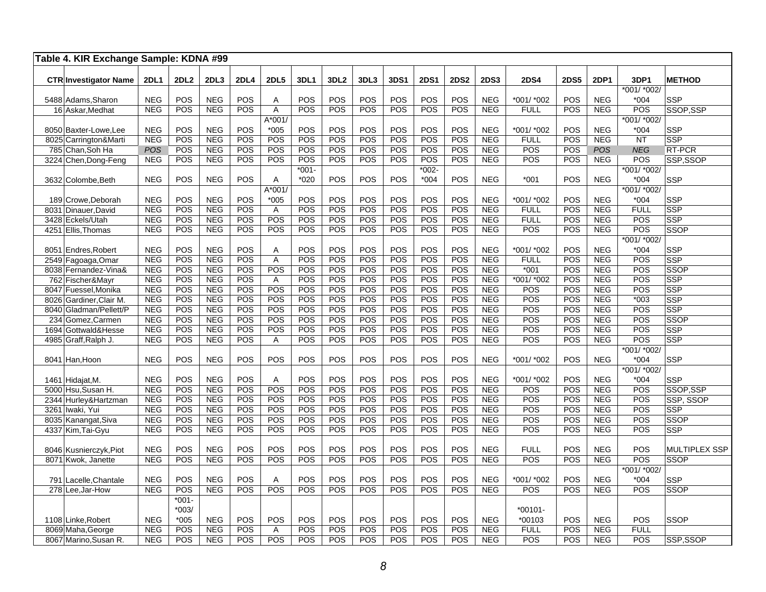| Table 4. KIR Exchange Sample: KDNA #99 | | | | | | | | | | | | | | | | | | | |
|---|---|---|---|---|---|---|---|---|---|---|---|---|---|---|---|---|---|---|---|
| CTR | Investigator Name | 2DL1 | 2DL2 | 2DL3 | 2DL4 | 2DL5 | 3DL1 | 3DL2 | 3DL3 | 3DS1 | 2DS1 | 2DS2 | 2DS3 | 2DS4 | 2DS5 | 2DP1 | 3DP1 | METHOD |
| 5488 | Adams,Sharon | NEG | POS | NEG | POS | A | POS | POS | POS | POS | POS | POS | NEG | *001/ *002 | POS | NEG | *001/ *002/ *004 | SSP |
| 16 | Askar,Medhat | NEG | POS | NEG | POS | A | POS | POS | POS | POS | POS | POS | NEG | FULL | POS | NEG | POS | SSOP,SSP |
| 8050 | Baxter-Lowe,Lee | NEG | POS | NEG | POS | A*001/ *005 | POS | POS | POS | POS | POS | POS | NEG | *001/ *002 | POS | NEG | *001/ *002/ *004 | SSP |
| 8025 | Carrington&Marti | NEG | POS | NEG | POS | POS | POS | POS | POS | POS | POS | POS | NEG | FULL | POS | NEG | NT | SSP |
| 785 | Chan,Soh Ha | *POS* | POS | NEG | POS | POS | POS | POS | POS | POS | POS | POS | NEG | POS | POS | *POS* | *NEG* | RT-PCR |
| 3224 | Chen,Dong-Feng | NEG | POS | NEG | POS | POS | POS | POS | POS | POS | POS | POS | NEG | POS | POS | NEG | POS | SSP,SSOP |
| 3632 | Colombe,Beth | NEG | POS | NEG | POS | A | *001- *020 | POS | POS | POS | *002- *004 | POS | NEG | *001 | POS | NEG | *001/ *002/ *004 | SSP |
| 189 | Crowe,Deborah | NEG | POS | NEG | POS | A*001/ *005 | POS | POS | POS | POS | POS | POS | NEG | *001/ *002 | POS | NEG | *001/ *002/ *004 | SSP |
| 8031 | Dinauer,David | NEG | POS | NEG | POS | A | POS | POS | POS | POS | POS | POS | NEG | FULL | POS | NEG | FULL | SSP |
| 3428 | Eckels/Utah | NEG | POS | NEG | POS | POS | POS | POS | POS | POS | POS | POS | NEG | FULL | POS | NEG | POS | SSP |
| 4251 | Ellis,Thomas | NEG | POS | NEG | POS | POS | POS | POS | POS | POS | POS | POS | NEG | POS | POS | NEG | POS | SSOP |
| 8051 | Endres,Robert | NEG | POS | NEG | POS | A | POS | POS | POS | POS | POS | POS | NEG | *001/ *002 | POS | NEG | *001/ *002/ *004 | SSP |
| 2549 | Fagoaga,Omar | NEG | POS | NEG | POS | A | POS | POS | POS | POS | POS | POS | NEG | FULL | POS | NEG | POS | SSP |
| 8038 | Fernandez-Vina& | NEG | POS | NEG | POS | POS | POS | POS | POS | POS | POS | POS | NEG | *001 | POS | NEG | POS | SSOP |
| 762 | Fischer&Mayr | NEG | POS | NEG | POS | A | POS | POS | POS | POS | POS | POS | NEG | *001/ *002 | POS | NEG | POS | SSP |
| 8047 | Fuessel,Monika | NEG | POS | NEG | POS | POS | POS | POS | POS | POS | POS | POS | NEG | POS | POS | NEG | POS | SSP |
| 8026 | Gardiner,Clair M. | NEG | POS | NEG | POS | POS | POS | POS | POS | POS | POS | POS | NEG | POS | POS | NEG | *003 | SSP |
| 8040 | Gladman/Pellett/P | NEG | POS | NEG | POS | POS | POS | POS | POS | POS | POS | POS | NEG | POS | POS | NEG | POS | SSP |
| 234 | Gomez,Carmen | NEG | POS | NEG | POS | POS | POS | POS | POS | POS | POS | POS | NEG | POS | POS | NEG | POS | SSOP |
| 1694 | Gottwald&Hesse | NEG | POS | NEG | POS | POS | POS | POS | POS | POS | POS | POS | NEG | POS | POS | NEG | POS | SSP |
| 4985 | Graff,Ralph J. | NEG | POS | NEG | POS | A | POS | POS | POS | POS | POS | POS | NEG | POS | POS | NEG | POS | SSP |
| 8041 | Han,Hoon | NEG | POS | NEG | POS | POS | POS | POS | POS | POS | POS | POS | NEG | *001/ *002 | POS | NEG | *001/ *002/ *004 | SSP |
| 1461 | Hidajat,M. | NEG | POS | NEG | POS | A | POS | POS | POS | POS | POS | POS | NEG | *001/ *002 | POS | NEG | *001/ *002/ *004 | SSP |
| 5000 | Hsu,Susan H. | NEG | POS | NEG | POS | POS | POS | POS | POS | POS | POS | POS | NEG | POS | POS | NEG | POS | SSOP,SSP |
| 2344 | Hurley&Hartzman | NEG | POS | NEG | POS | POS | POS | POS | POS | POS | POS | POS | NEG | POS | POS | NEG | POS | SSP, SSOP |
| 3261 | Iwaki, Yui | NEG | POS | NEG | POS | POS | POS | POS | POS | POS | POS | POS | NEG | POS | POS | NEG | POS | SSP |
| 8035 | Kanangat,Siva | NEG | POS | NEG | POS | POS | POS | POS | POS | POS | POS | POS | NEG | POS | POS | NEG | POS | SSOP |
| 4337 | Kim,Tai-Gyu | NEG | POS | NEG | POS | POS | POS | POS | POS | POS | POS | POS | NEG | POS | POS | NEG | POS | SSP |
| 8046 | Kusnierczyk,Piot | NEG | POS | NEG | POS | POS | POS | POS | POS | POS | POS | POS | NEG | FULL | POS | NEG | POS | MULTIPLEX SSP |
| 8071 | Kwok, Janette | NEG | POS | NEG | POS | POS | POS | POS | POS | POS | POS | POS | NEG | POS | POS | NEG | POS | SSOP |
| 791 | Lacelle,Chantale | NEG | POS | NEG | POS | A | POS | POS | POS | POS | POS | POS | NEG | *001/ *002 | POS | NEG | *001/ *002/ *004 | SSP |
| 278 | Lee,Jar-How | NEG | POS | NEG | POS | POS | POS | POS | POS | POS | POS | POS | NEG | POS | POS | NEG | POS | SSOP |
| 1108 | Linke,Robert | NEG | *001- *003/ *005 | NEG | POS | POS | POS | POS | POS | POS | POS | POS | NEG | *00101- *00103 | POS | NEG | POS | SSOP |
| 8069 | Maha,George | NEG | POS | NEG | POS | A | POS | POS | POS | POS | POS | POS | NEG | FULL | POS | NEG | FULL | |
| 8067 | Marino,Susan R. | NEG | POS | NEG | POS | POS | POS | POS | POS | POS | POS | POS | NEG | POS | POS | NEG | POS | SSP,SSOP |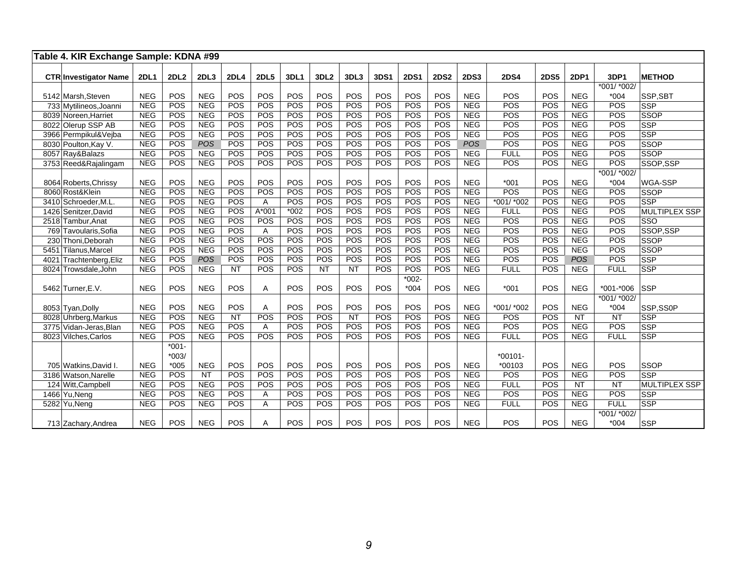**Table 4. KIR Exchange Sample: KDNA #99**

| CTR | Investigator Name | 2DL1 | 2DL2 | 2DL3 | 2DL4 | 2DL5 | 3DL1 | 3DL2 | 3DL3 | 3DS1 | 2DS1 | 2DS2 | 2DS3 | 2DS4 | 2DS5 | 2DP1 | 3DP1 | METHOD |
|---|---|---|---|---|---|---|---|---|---|---|---|---|---|---|---|---|---|---|
| 5142 | Marsh,Steven | NEG | POS | NEG | POS | POS | POS | POS | POS | POS | POS | POS | NEG | POS | POS | NEG | *001/ *002/ *004 | SSP,SBT |
| 733 | Mytilineos,Joanni | NEG | POS | NEG | POS | POS | POS | POS | POS | POS | POS | POS | NEG | POS | POS | NEG | POS | SSP |
| 8039 | Noreen,Harriet | NEG | POS | NEG | POS | POS | POS | POS | POS | POS | POS | POS | NEG | POS | POS | NEG | POS | SSOP |
| 8022 | Olerup SSP AB | NEG | POS | NEG | POS | POS | POS | POS | POS | POS | POS | POS | NEG | POS | POS | NEG | POS | SSP |
| 3966 | Permpikul&Vejba | NEG | POS | NEG | POS | POS | POS | POS | POS | POS | POS | POS | NEG | POS | POS | NEG | POS | SSP |
| 8030 | Poulton,Kay V. | NEG | POS | *POS* | POS | POS | POS | POS | POS | POS | POS | POS | *POS* | POS | POS | NEG | POS | SSOP |
| 8057 | Ray&Balazs | NEG | POS | NEG | POS | POS | POS | POS | POS | POS | POS | POS | NEG | FULL | POS | NEG | POS | SSOP |
| 3753 | Reed&Rajalingam | NEG | POS | NEG | POS | POS | POS | POS | POS | POS | POS | POS | NEG | POS | POS | NEG | POS | SSOP,SSP |
| 8064 | Roberts,Chrissy | NEG | POS | NEG | POS | POS | POS | POS | POS | POS | POS | POS | NEG | *001 | POS | NEG | *001/ *002/ *004 | WGA-SSP |
| 8060 | Rost&Klein | NEG | POS | NEG | POS | POS | POS | POS | POS | POS | POS | POS | NEG | POS | POS | NEG | POS | SSOP |
| 3410 | Schroeder,M.L. | NEG | POS | NEG | POS | A | POS | POS | POS | POS | POS | POS | NEG | *001/ *002 | POS | NEG | POS | SSP |
| 1426 | Senitzer,David | NEG | POS | NEG | POS | A*001 | *002 | POS | POS | POS | POS | POS | NEG | FULL | POS | NEG | POS | MULTIPLEX SSP |
| 2518 | Tambur,Anat | NEG | POS | NEG | POS | POS | POS | POS | POS | POS | POS | POS | NEG | POS | POS | NEG | POS | SSO |
| 769 | Tavoularis,Sofia | NEG | POS | NEG | POS | A | POS | POS | POS | POS | POS | POS | NEG | POS | POS | NEG | POS | SSOP,SSP |
| 230 | Thoni,Deborah | NEG | POS | NEG | POS | POS | POS | POS | POS | POS | POS | POS | NEG | POS | POS | NEG | POS | SSOP |
| 5451 | Tilanus,Marcel | NEG | POS | NEG | POS | POS | POS | POS | POS | POS | POS | POS | NEG | POS | POS | NEG | POS | SSOP |
| 4021 | Trachtenberg,Eliz | NEG | POS | *POS* | POS | POS | POS | POS | POS | POS | POS | POS | NEG | POS | POS | *POS* | POS | SSP |
| 8024 | Trowsdale,John | NEG | POS | NEG | NT | POS | POS | NT | NT | POS | POS | POS | NEG | FULL | POS | NEG | FULL | SSP |
| 5462 | Turner,E.V. | NEG | POS | NEG | POS | A | POS | POS | POS | POS | *002- *004 | POS | NEG | *001 | POS | NEG | *001-*006 | SSP |
| 8053 | Tyan,Dolly | NEG | POS | NEG | POS | A | POS | POS | POS | POS | POS | POS | NEG | *001/ *002 | POS | NEG | *001/ *002/ *004 | SSP,SS0P |
| 8028 | Uhrberg,Markus | NEG | POS | NEG | NT | POS | POS | POS | NT | POS | POS | POS | NEG | POS | POS | NT | NT | SSP |
| 3775 | Vidan-Jeras,Blan | NEG | POS | NEG | POS | A | POS | POS | POS | POS | POS | POS | NEG | POS | POS | NEG | POS | SSP |
| 8023 | Vilches,Carlos | NEG | POS | NEG | POS | POS | POS | POS | POS | POS | POS | POS | NEG | FULL | POS | NEG | FULL | SSP |
| 705 | Watkins,David I. | NEG | *001- *003/ *005 | NEG | POS | POS | POS | POS | POS | POS | POS | POS | NEG | *00101- *00103 | POS | NEG | POS | SSOP |
| 3186 | Watson,Narelle | NEG | POS | NT | POS | POS | POS | POS | POS | POS | POS | POS | NEG | POS | POS | NEG | POS | SSP |
| 124 | Witt,Campbell | NEG | POS | NEG | POS | POS | POS | POS | POS | POS | POS | POS | NEG | FULL | POS | NT | NT | MULTIPLEX SSP |
| 1466 | Yu,Neng | NEG | POS | NEG | POS | A | POS | POS | POS | POS | POS | POS | NEG | POS | POS | NEG | POS | SSP |
| 5282 | Yu,Neng | NEG | POS | NEG | POS | A | POS | POS | POS | POS | POS | POS | NEG | FULL | POS | NEG | FULL | SSP |
| 713 | Zachary,Andrea | NEG | POS | NEG | POS | A | POS | POS | POS | POS | POS | POS | NEG | POS | POS | NEG | *001/ *002/ *004 | SSP |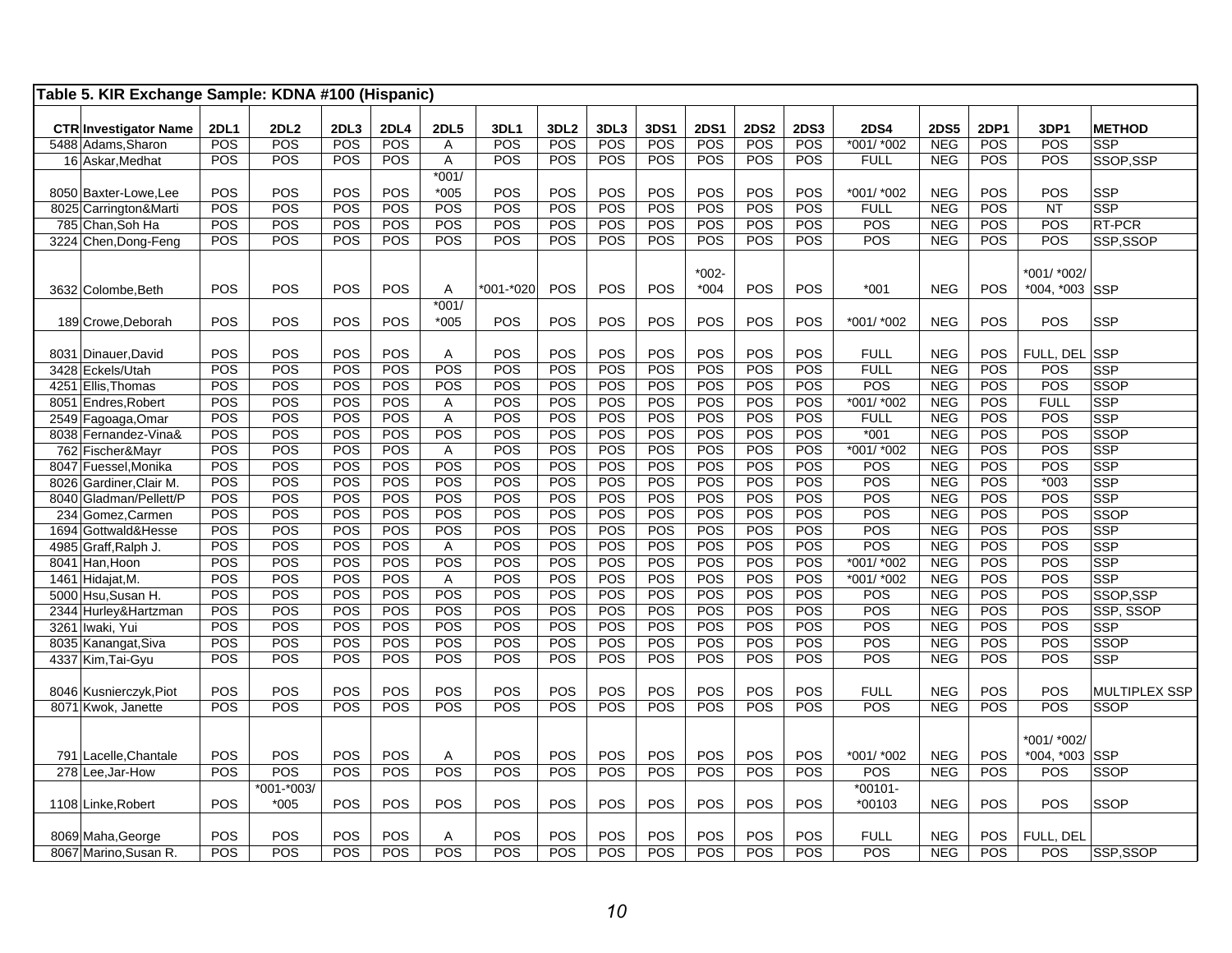**Table 5. KIR Exchange Sample: KDNA #100 (Hispanic)**

| CTR | Investigator Name | 2DL1 | 2DL2 | 2DL3 | 2DL4 | 2DL5 | 3DL1 | 3DL2 | 3DL3 | 3DS1 | 2DS1 | 2DS2 | 2DS3 | 2DS4 | 2DS5 | 2DP1 | 3DP1 | METHOD |
|---|---|---|---|---|---|---|---|---|---|---|---|---|---|---|---|---|---|---|
| 5488 | Adams,Sharon | POS | POS | POS | POS | A | POS | POS | POS | POS | POS | POS | POS | *001/ *002 | NEG | POS | POS | SSP |
| 16 | Askar,Medhat | POS | POS | POS | POS | A | POS | POS | POS | POS | POS | POS | POS | FULL | NEG | POS | POS | SSOP,SSP |
| 8050 | Baxter-Lowe,Lee | POS | POS | POS | POS | *001/ *005 | POS | POS | POS | POS | POS | POS | POS | *001/ *002 | NEG | POS | POS | SSP |
| 8025 | Carrington&Marti | POS | POS | POS | POS | POS | POS | POS | POS | POS | POS | POS | POS | FULL | NEG | POS | NT | SSP |
| 785 | Chan,Soh Ha | POS | POS | POS | POS | POS | POS | POS | POS | POS | POS | POS | POS | POS | NEG | POS | POS | RT-PCR |
| 3224 | Chen,Dong-Feng | POS | POS | POS | POS | POS | POS | POS | POS | POS | POS | POS | POS | POS | NEG | POS | POS | SSP,SSOP |
| 3632 | Colombe,Beth | POS | POS | POS | POS | A | *001-*020 | POS | POS | POS | *002- *004 | POS | POS | *001 | NEG | POS | *001/ *002/ *004, *003 | SSP |
| 189 | Crowe,Deborah | POS | POS | POS | POS | *001/ *005 | POS | POS | POS | POS | POS | POS | POS | *001/ *002 | NEG | POS | POS | SSP |
| 8031 | Dinauer,David | POS | POS | POS | POS | A | POS | POS | POS | POS | POS | POS | POS | FULL | NEG | POS | FULL, DEL | SSP |
| 3428 | Eckels/Utah | POS | POS | POS | POS | POS | POS | POS | POS | POS | POS | POS | POS | FULL | NEG | POS | POS | SSP |
| 4251 | Ellis,Thomas | POS | POS | POS | POS | POS | POS | POS | POS | POS | POS | POS | POS | POS | NEG | POS | POS | SSOP |
| 8051 | Endres,Robert | POS | POS | POS | POS | A | POS | POS | POS | POS | POS | POS | POS | *001/ *002 | NEG | POS | FULL | SSP |
| 2549 | Fagoaga,Omar | POS | POS | POS | POS | A | POS | POS | POS | POS | POS | POS | POS | FULL | NEG | POS | POS | SSP |
| 8038 | Fernandez-Vina& | POS | POS | POS | POS | POS | POS | POS | POS | POS | POS | POS | POS | *001 | NEG | POS | POS | SSOP |
| 762 | Fischer&Mayr | POS | POS | POS | POS | A | POS | POS | POS | POS | POS | POS | POS | *001/ *002 | NEG | POS | POS | SSP |
| 8047 | Fuessel,Monika | POS | POS | POS | POS | POS | POS | POS | POS | POS | POS | POS | POS | POS | NEG | POS | POS | SSP |
| 8026 | Gardiner,Clair M. | POS | POS | POS | POS | POS | POS | POS | POS | POS | POS | POS | POS | POS | NEG | POS | *003 | SSP |
| 8040 | Gladman/Pellett/P | POS | POS | POS | POS | POS | POS | POS | POS | POS | POS | POS | POS | POS | NEG | POS | POS | SSP |
| 234 | Gomez,Carmen | POS | POS | POS | POS | POS | POS | POS | POS | POS | POS | POS | POS | POS | NEG | POS | POS | SSOP |
| 1694 | Gottwald&Hesse | POS | POS | POS | POS | POS | POS | POS | POS | POS | POS | POS | POS | POS | NEG | POS | POS | SSP |
| 4985 | Graff,Ralph J. | POS | POS | POS | POS | A | POS | POS | POS | POS | POS | POS | POS | POS | NEG | POS | POS | SSP |
| 8041 | Han,Hoon | POS | POS | POS | POS | POS | POS | POS | POS | POS | POS | POS | POS | *001/ *002 | NEG | POS | POS | SSP |
| 1461 | Hidajat,M. | POS | POS | POS | POS | A | POS | POS | POS | POS | POS | POS | POS | *001/ *002 | NEG | POS | POS | SSP |
| 5000 | Hsu,Susan H. | POS | POS | POS | POS | POS | POS | POS | POS | POS | POS | POS | POS | POS | NEG | POS | POS | SSOP,SSP |
| 2344 | Hurley&Hartzman | POS | POS | POS | POS | POS | POS | POS | POS | POS | POS | POS | POS | POS | NEG | POS | POS | SSP, SSOP |
| 3261 | Iwaki, Yui | POS | POS | POS | POS | POS | POS | POS | POS | POS | POS | POS | POS | POS | NEG | POS | POS | SSP |
| 8035 | Kanangat,Siva | POS | POS | POS | POS | POS | POS | POS | POS | POS | POS | POS | POS | POS | NEG | POS | POS | SSOP |
| 4337 | Kim,Tai-Gyu | POS | POS | POS | POS | POS | POS | POS | POS | POS | POS | POS | POS | POS | NEG | POS | POS | SSP |
| 8046 | Kusnierczyk,Piot | POS | POS | POS | POS | POS | POS | POS | POS | POS | POS | POS | POS | FULL | NEG | POS | POS | MULTIPLEX SSP |
| 8071 | Kwok, Janette | POS | POS | POS | POS | POS | POS | POS | POS | POS | POS | POS | POS | POS | NEG | POS | POS | SSOP |
| 791 | Lacelle,Chantale | POS | POS | POS | POS | A | POS | POS | POS | POS | POS | POS | POS | *001/ *002 | NEG | POS | *001/ *002/ *004, *003 | SSP |
| 278 | Lee,Jar-How | POS | POS | POS | POS | POS | POS | POS | POS | POS | POS | POS | POS | POS | NEG | POS | POS | SSOP |
| 1108 | Linke,Robert | POS | *001-*003/ *005 | POS | POS | POS | POS | POS | POS | POS | POS | POS | POS | *00101- *00103 | NEG | POS | POS | SSOP |
| 8069 | Maha,George | POS | POS | POS | POS | A | POS | POS | POS | POS | POS | POS | POS | FULL | NEG | POS | FULL, DEL | |
| 8067 | Marino,Susan R. | POS | POS | POS | POS | POS | POS | POS | POS | POS | POS | POS | POS | POS | NEG | POS | POS | SSP,SSOP |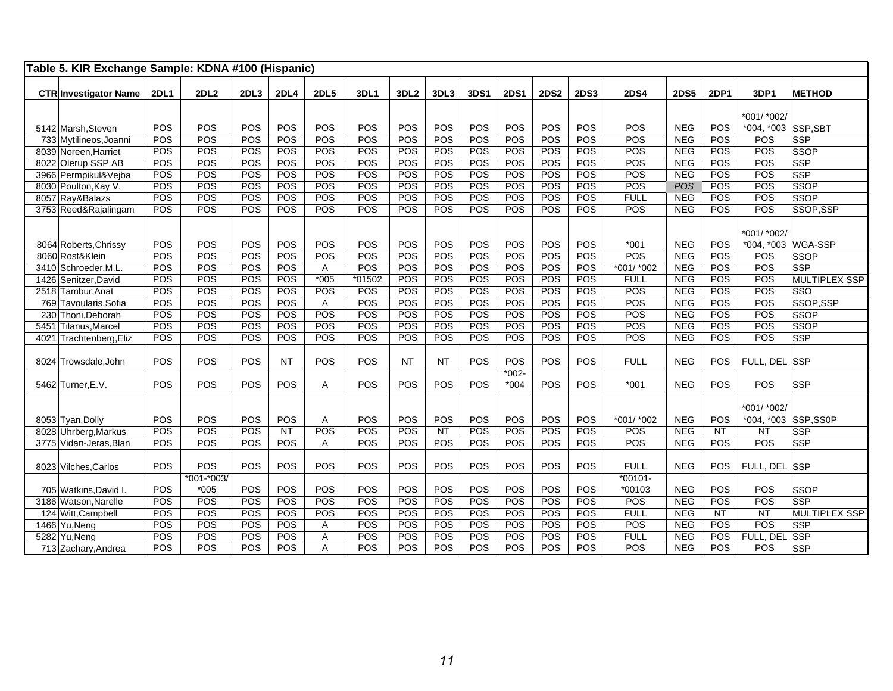**Table 5. KIR Exchange Sample: KDNA #100 (Hispanic)**

| CTR | Investigator Name | 2DL1 | 2DL2 | 2DL3 | 2DL4 | 2DL5 | 3DL1 | 3DL2 | 3DL3 | 3DS1 | 2DS1 | 2DS2 | 2DS3 | 2DS4 | 2DS5 | 2DP1 | 3DP1 | METHOD |
|---|---|---|---|---|---|---|---|---|---|---|---|---|---|---|---|---|---|---|
| 5142 | Marsh,Steven | POS | POS | POS | POS | POS | POS | POS | POS | POS | POS | POS | POS | POS | NEG | POS | *001/ *002/ *004, *003 | SSP,SBT |
| 733 | Mytilineos,Joanni | POS | POS | POS | POS | POS | POS | POS | POS | POS | POS | POS | POS | POS | NEG | POS | POS | SSP |
| 8039 | Noreen,Harriet | POS | POS | POS | POS | POS | POS | POS | POS | POS | POS | POS | POS | POS | NEG | POS | POS | SSOP |
| 8022 | Olerup SSP AB | POS | POS | POS | POS | POS | POS | POS | POS | POS | POS | POS | POS | POS | NEG | POS | POS | SSP |
| 3966 | Permpikul&Vejba | POS | POS | POS | POS | POS | POS | POS | POS | POS | POS | POS | POS | POS | NEG | POS | POS | SSP |
| 8030 | Poulton,Kay V. | POS | POS | POS | POS | POS | POS | POS | POS | POS | POS | POS | POS | POS | *POS* | POS | POS | SSOP |
| 8057 | Ray&Balazs | POS | POS | POS | POS | POS | POS | POS | POS | POS | POS | POS | POS | FULL | NEG | POS | POS | SSOP |
| 3753 | Reed&Rajalingam | POS | POS | POS | POS | POS | POS | POS | POS | POS | POS | POS | POS | POS | NEG | POS | POS | SSOP,SSP |
| 8064 | Roberts,Chrissy | POS | POS | POS | POS | POS | POS | POS | POS | POS | POS | POS | POS | *001 | NEG | POS | *001/ *002/ *004, *003 | WGA-SSP |
| 8060 | Rost&Klein | POS | POS | POS | POS | POS | POS | POS | POS | POS | POS | POS | POS | POS | NEG | POS | POS | SSOP |
| 3410 | Schroeder,M.L. | POS | POS | POS | POS | A | POS | POS | POS | POS | POS | POS | POS | *001/ *002 | NEG | POS | POS | SSP |
| 1426 | Senitzer,David | POS | POS | POS | POS | *005 | *01502 | POS | POS | POS | POS | POS | POS | FULL | NEG | POS | POS | MULTIPLEX SSP |
| 2518 | Tambur,Anat | POS | POS | POS | POS | POS | POS | POS | POS | POS | POS | POS | POS | POS | NEG | POS | POS | SSO |
| 769 | Tavoularis,Sofia | POS | POS | POS | POS | A | POS | POS | POS | POS | POS | POS | POS | POS | NEG | POS | POS | SSOP,SSP |
| 230 | Thoni,Deborah | POS | POS | POS | POS | POS | POS | POS | POS | POS | POS | POS | POS | POS | NEG | POS | POS | SSOP |
| 5451 | Tilanus,Marcel | POS | POS | POS | POS | POS | POS | POS | POS | POS | POS | POS | POS | POS | NEG | POS | POS | SSOP |
| 4021 | Trachtenberg,Eliz | POS | POS | POS | POS | POS | POS | POS | POS | POS | POS | POS | POS | POS | NEG | POS | POS | SSP |
| 8024 | Trowsdale,John | POS | POS | POS | NT | POS | POS | NT | NT | POS | POS | POS | POS | FULL | NEG | POS | FULL, DEL | SSP |
| 5462 | Turner,E.V. | POS | POS | POS | POS | A | POS | POS | POS | POS | *002-*004 | POS | POS | *001 | NEG | POS | POS | SSP |
| 8053 | Tyan,Dolly | POS | POS | POS | POS | A | POS | POS | POS | POS | POS | POS | POS | *001/ *002 | NEG | POS | *001/ *002/ *004, *003 | SSP,SS0P |
| 8028 | Uhrberg,Markus | POS | POS | POS | NT | POS | POS | POS | NT | POS | POS | POS | POS | POS | NEG | NT | NT | SSP |
| 3775 | Vidan-Jeras,Blan | POS | POS | POS | POS | A | POS | POS | POS | POS | POS | POS | POS | POS | NEG | POS | POS | SSP |
| 8023 | Vilches,Carlos | POS | POS | POS | POS | POS | POS | POS | POS | POS | POS | POS | POS | FULL | NEG | POS | FULL, DEL | SSP |
| 705 | Watkins,David I. | POS | *001-*003/ *005 | POS | POS | POS | POS | POS | POS | POS | POS | POS | POS | *00101-*00103 | NEG | POS | POS | SSOP |
| 3186 | Watson,Narelle | POS | POS | POS | POS | POS | POS | POS | POS | POS | POS | POS | POS | POS | NEG | POS | POS | SSP |
| 124 | Witt,Campbell | POS | POS | POS | POS | POS | POS | POS | POS | POS | POS | POS | POS | FULL | NEG | NT | NT | MULTIPLEX SSP |
| 1466 | Yu,Neng | POS | POS | POS | POS | A | POS | POS | POS | POS | POS | POS | POS | POS | NEG | POS | POS | SSP |
| 5282 | Yu,Neng | POS | POS | POS | POS | A | POS | POS | POS | POS | POS | POS | POS | FULL | NEG | POS | FULL, DEL | SSP |
| 713 | Zachary,Andrea | POS | POS | POS | POS | A | POS | POS | POS | POS | POS | POS | POS | POS | NEG | POS | POS | SSP |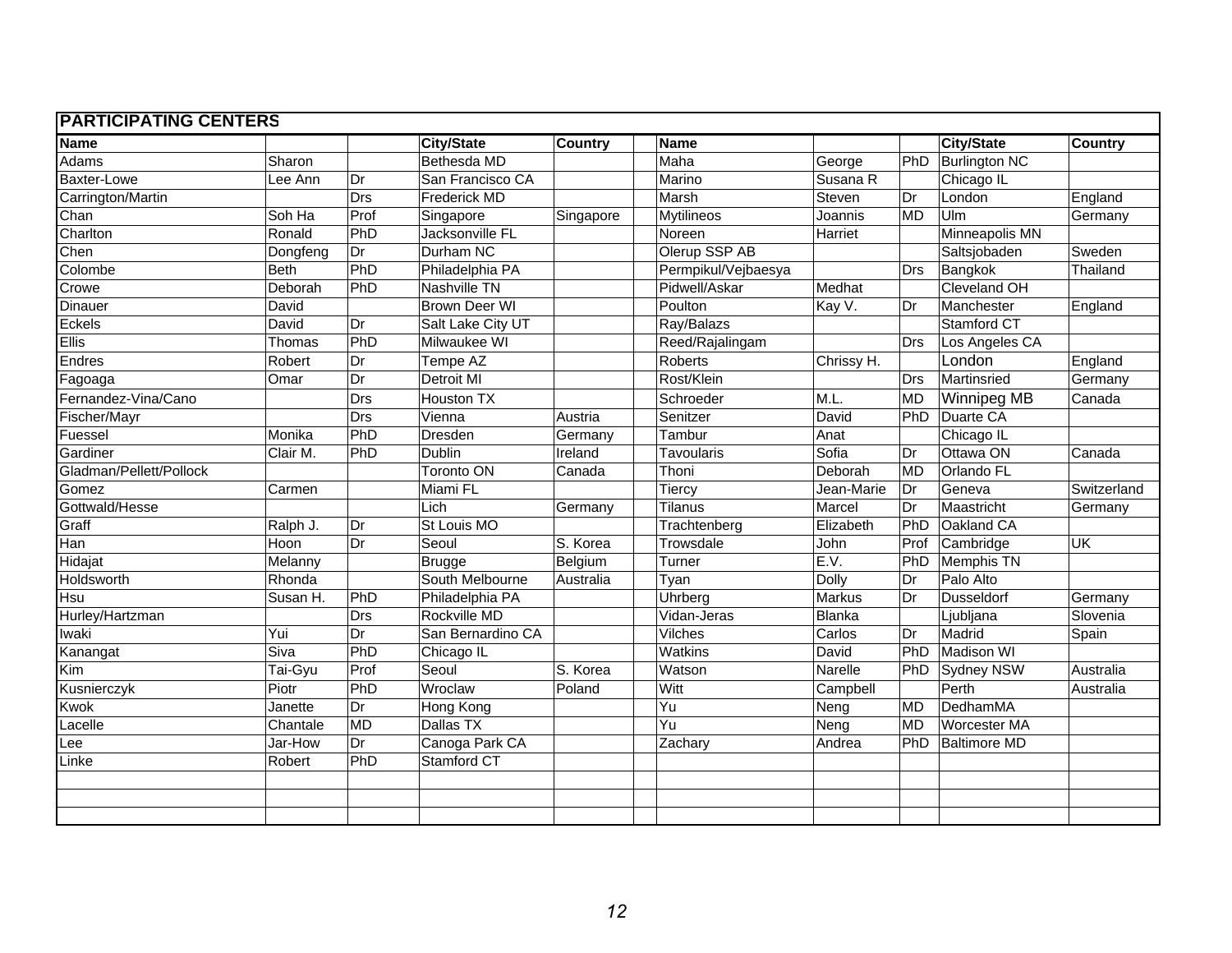## PARTICIPATING CENTERS

| Name | | | City/State | Country | | Name | | | City/State | Country |
|---|---|---|---|---|---|---|---|---|---|---|
| Adams | Sharon | | Bethesda MD | | | Maha | George | PhD | Burlington NC | |
| Baxter-Lowe | Lee Ann | Dr | San Francisco CA | | | Marino | Susana R | | Chicago IL | |
| Carrington/Martin | | Drs | Frederick MD | | | Marsh | Steven | Dr | London | England |
| Chan | Soh Ha | Prof | Singapore | Singapore | | Mytilineos | Joannis | MD | Ulm | Germany |
| Charlton | Ronald | PhD | Jacksonville FL | | | Noreen | Harriet | | Minneapolis MN | |
| Chen | Dongfeng | Dr | Durham NC | | | Olerup SSP AB | | | Saltsjobaden | Sweden |
| Colombe | Beth | PhD | Philadelphia PA | | | Permpikul/Vejbaesya | | Drs | Bangkok | Thailand |
| Crowe | Deborah | PhD | Nashville TN | | | Pidwell/Askar | Medhat | | Cleveland OH | |
| Dinauer | David | | Brown Deer WI | | | Poulton | Kay V. | Dr | Manchester | England |
| Eckels | David | Dr | Salt Lake City UT | | | Ray/Balazs | | | Stamford CT | |
| Ellis | Thomas | PhD | Milwaukee WI | | | Reed/Rajalingam | | Drs | Los Angeles CA | |
| Endres | Robert | Dr | Tempe AZ | | | Roberts | Chrissy H. | | London | England |
| Fagoaga | Omar | Dr | Detroit MI | | | Rost/Klein | | Drs | Martinsried | Germany |
| Fernandez-Vina/Cano | | Drs | Houston TX | | | Schroeder | M.L. | MD | Winnipeg MB | Canada |
| Fischer/Mayr | | Drs | Vienna | Austria | | Senitzer | David | PhD | Duarte CA | |
| Fuessel | Monika | PhD | Dresden | Germany | | Tambur | Anat | | Chicago IL | |
| Gardiner | Clair M. | PhD | Dublin | Ireland | | Tavoularis | Sofia | Dr | Ottawa ON | Canada |
| Gladman/Pellett/Pollock | | | Toronto ON | Canada | | Thoni | Deborah | MD | Orlando FL | |
| Gomez | Carmen | | Miami FL | | | Tiercy | Jean-Marie | Dr | Geneva | Switzerland |
| Gottwald/Hesse | | | Lich | Germany | | Tilanus | Marcel | Dr | Maastricht | Germany |
| Graff | Ralph J. | Dr | St Louis MO | | | Trachtenberg | Elizabeth | PhD | Oakland CA | |
| Han | Hoon | Dr | Seoul | S. Korea | | Trowsdale | John | Prof | Cambridge | UK |
| Hidajat | Melanny | | Brugge | Belgium | | Turner | E.V. | PhD | Memphis TN | |
| Holdsworth | Rhonda | | South Melbourne | Australia | | Tyan | Dolly | Dr | Palo Alto | |
| Hsu | Susan H. | PhD | Philadelphia PA | | | Uhrberg | Markus | Dr | Dusseldorf | Germany |
| Hurley/Hartzman | | Drs | Rockville MD | | | Vidan-Jeras | Blanka | | Ljubljana | Slovenia |
| Iwaki | Yui | Dr | San Bernardino CA | | | Vilches | Carlos | Dr | Madrid | Spain |
| Kanangat | Siva | PhD | Chicago IL | | | Watkins | David | PhD | Madison WI | |
| Kim | Tai-Gyu | Prof | Seoul | S. Korea | | Watson | Narelle | PhD | Sydney NSW | Australia |
| Kusnierczyk | Piotr | PhD | Wroclaw | Poland | | Witt | Campbell | | Perth | Australia |
| Kwok | Janette | Dr | Hong Kong | | | Yu | Neng | MD | DedhamMA | |
| Lacelle | Chantale | MD | Dallas TX | | | Yu | Neng | MD | Worcester MA | |
| Lee | Jar-How | Dr | Canoga Park CA | | | Zachary | Andrea | PhD | Baltimore MD | |
| Linke | Robert | PhD | Stamford CT | | | | | | | |